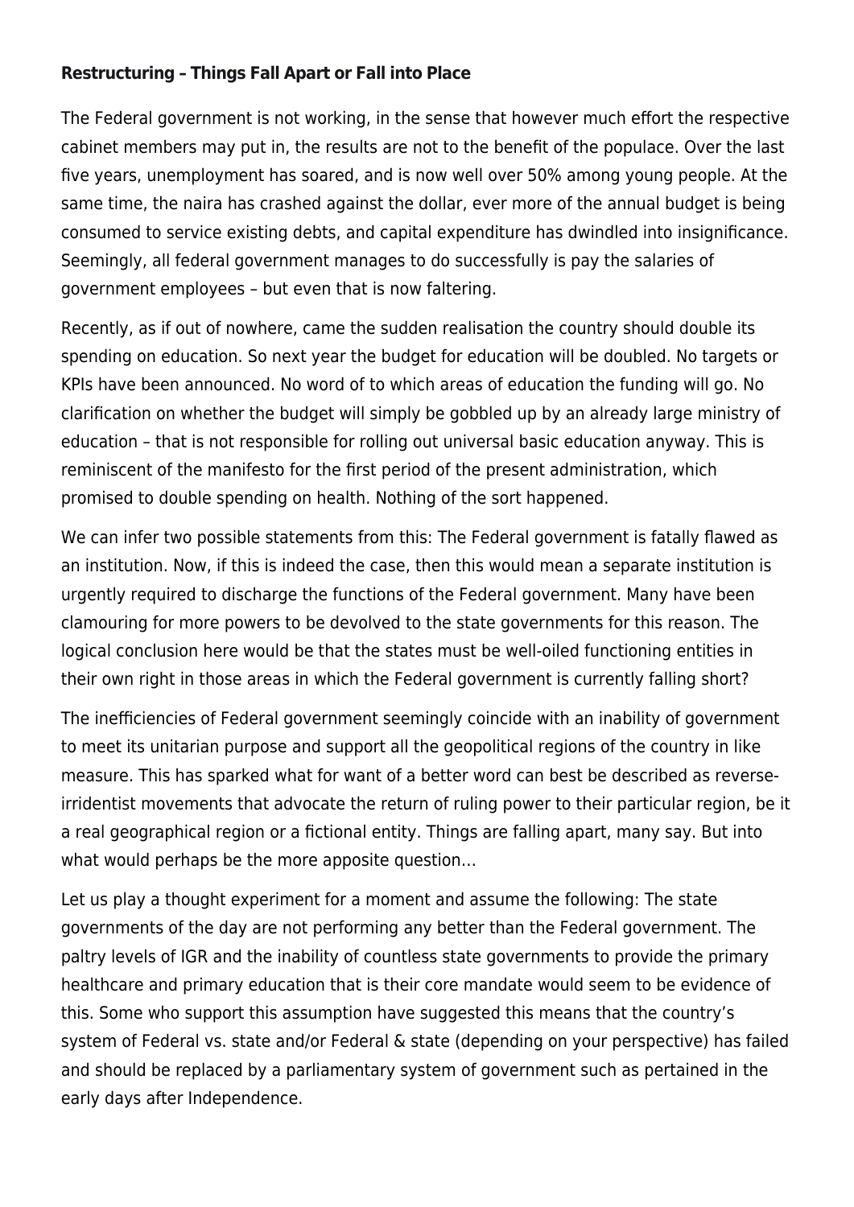**Restructuring – Things Fall Apart or Fall into Place**

The Federal government is not working, in the sense that however much effort the respective cabinet members may put in, the results are not to the benefit of the populace. Over the last five years, unemployment has soared, and is now well over 50% among young people. At the same time, the naira has crashed against the dollar, ever more of the annual budget is being consumed to service existing debts, and capital expenditure has dwindled into insignificance. Seemingly, all federal government manages to do successfully is pay the salaries of government employees – but even that is now faltering.

Recently, as if out of nowhere, came the sudden realisation the country should double its spending on education. So next year the budget for education will be doubled. No targets or KPIs have been announced. No word of to which areas of education the funding will go. No clarification on whether the budget will simply be gobbled up by an already large ministry of education – that is not responsible for rolling out universal basic education anyway. This is reminiscent of the manifesto for the first period of the present administration, which promised to double spending on health. Nothing of the sort happened.

We can infer two possible statements from this: The Federal government is fatally flawed as an institution. Now, if this is indeed the case, then this would mean a separate institution is urgently required to discharge the functions of the Federal government. Many have been clamouring for more powers to be devolved to the state governments for this reason. The logical conclusion here would be that the states must be well-oiled functioning entities in their own right in those areas in which the Federal government is currently falling short?

The inefficiencies of Federal government seemingly coincide with an inability of government to meet its unitarian purpose and support all the geopolitical regions of the country in like measure. This has sparked what for want of a better word can best be described as reverse-irridentist movements that advocate the return of ruling power to their particular region, be it a real geographical region or a fictional entity. Things are falling apart, many say. But into what would perhaps be the more apposite question…

Let us play a thought experiment for a moment and assume the following: The state governments of the day are not performing any better than the Federal government. The paltry levels of IGR and the inability of countless state governments to provide the primary healthcare and primary education that is their core mandate would seem to be evidence of this. Some who support this assumption have suggested this means that the country's system of Federal vs. state and/or Federal & state (depending on your perspective) has failed and should be replaced by a parliamentary system of government such as pertained in the early days after Independence.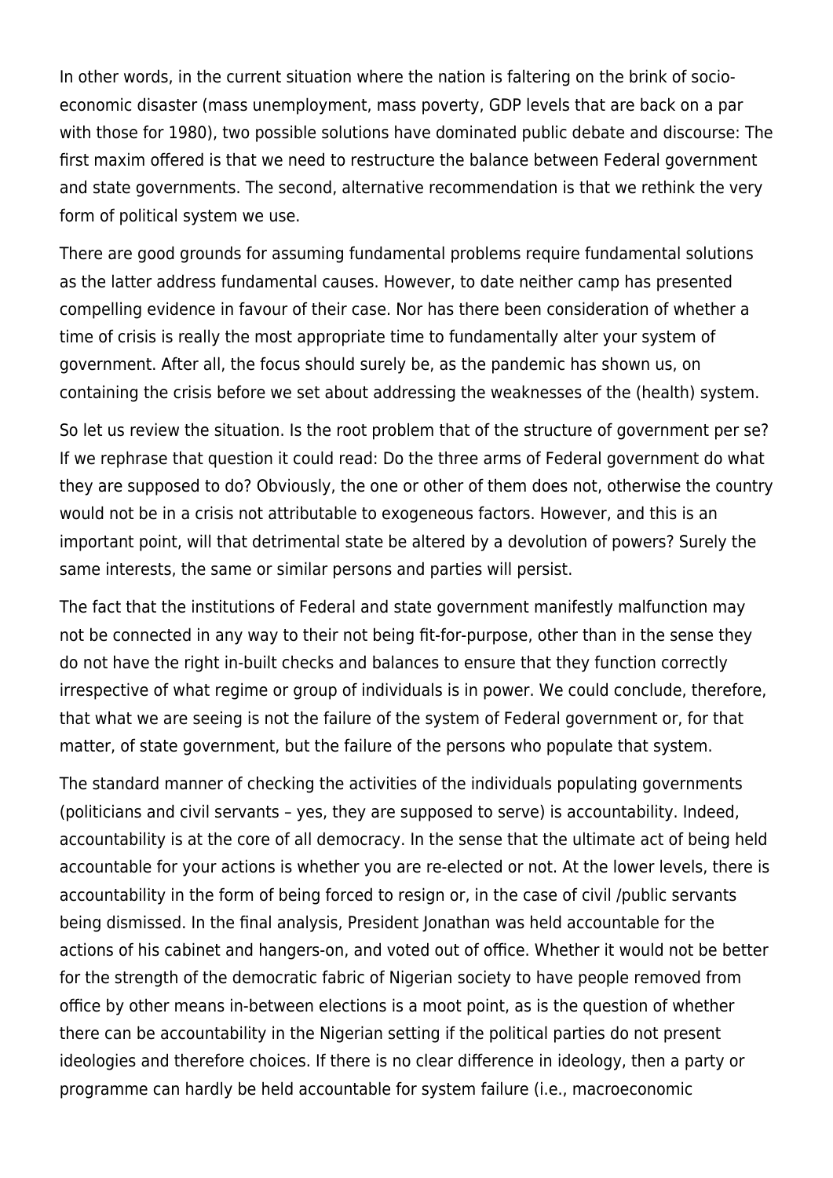In other words, in the current situation where the nation is faltering on the brink of socio-economic disaster (mass unemployment, mass poverty, GDP levels that are back on a par with those for 1980), two possible solutions have dominated public debate and discourse: The first maxim offered is that we need to restructure the balance between Federal government and state governments. The second, alternative recommendation is that we rethink the very form of political system we use.

There are good grounds for assuming fundamental problems require fundamental solutions as the latter address fundamental causes. However, to date neither camp has presented compelling evidence in favour of their case. Nor has there been consideration of whether a time of crisis is really the most appropriate time to fundamentally alter your system of government. After all, the focus should surely be, as the pandemic has shown us, on containing the crisis before we set about addressing the weaknesses of the (health) system.

So let us review the situation. Is the root problem that of the structure of government per se? If we rephrase that question it could read: Do the three arms of Federal government do what they are supposed to do? Obviously, the one or other of them does not, otherwise the country would not be in a crisis not attributable to exogeneous factors. However, and this is an important point, will that detrimental state be altered by a devolution of powers? Surely the same interests, the same or similar persons and parties will persist.

The fact that the institutions of Federal and state government manifestly malfunction may not be connected in any way to their not being fit-for-purpose, other than in the sense they do not have the right in-built checks and balances to ensure that they function correctly irrespective of what regime or group of individuals is in power. We could conclude, therefore, that what we are seeing is not the failure of the system of Federal government or, for that matter, of state government, but the failure of the persons who populate that system.

The standard manner of checking the activities of the individuals populating governments (politicians and civil servants – yes, they are supposed to serve) is accountability. Indeed, accountability is at the core of all democracy. In the sense that the ultimate act of being held accountable for your actions is whether you are re-elected or not. At the lower levels, there is accountability in the form of being forced to resign or, in the case of civil /public servants being dismissed. In the final analysis, President Jonathan was held accountable for the actions of his cabinet and hangers-on, and voted out of office. Whether it would not be better for the strength of the democratic fabric of Nigerian society to have people removed from office by other means in-between elections is a moot point, as is the question of whether there can be accountability in the Nigerian setting if the political parties do not present ideologies and therefore choices. If there is no clear difference in ideology, then a party or programme can hardly be held accountable for system failure (i.e., macroeconomic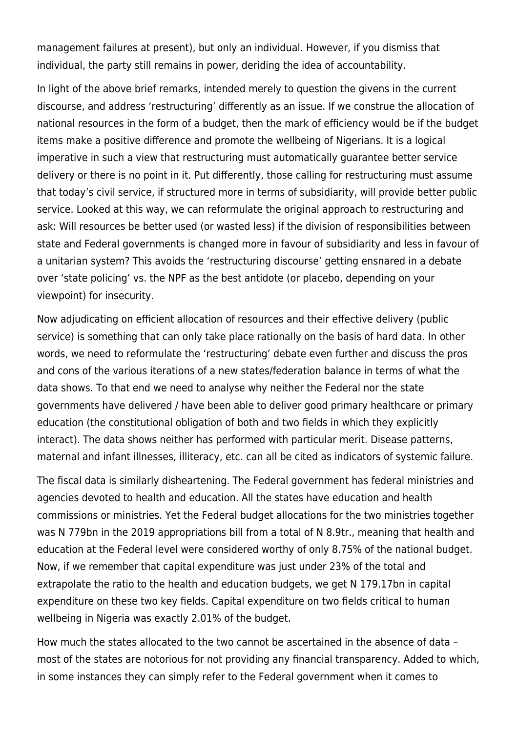management failures at present), but only an individual. However, if you dismiss that individual, the party still remains in power, deriding the idea of accountability.

In light of the above brief remarks, intended merely to question the givens in the current discourse, and address 'restructuring' differently as an issue. If we construe the allocation of national resources in the form of a budget, then the mark of efficiency would be if the budget items make a positive difference and promote the wellbeing of Nigerians. It is a logical imperative in such a view that restructuring must automatically guarantee better service delivery or there is no point in it. Put differently, those calling for restructuring must assume that today's civil service, if structured more in terms of subsidiarity, will provide better public service. Looked at this way, we can reformulate the original approach to restructuring and ask: Will resources be better used (or wasted less) if the division of responsibilities between state and Federal governments is changed more in favour of subsidiarity and less in favour of a unitarian system? This avoids the 'restructuring discourse' getting ensnared in a debate over 'state policing' vs. the NPF as the best antidote (or placebo, depending on your viewpoint) for insecurity.

Now adjudicating on efficient allocation of resources and their effective delivery (public service) is something that can only take place rationally on the basis of hard data. In other words, we need to reformulate the 'restructuring' debate even further and discuss the pros and cons of the various iterations of a new states/federation balance in terms of what the data shows. To that end we need to analyse why neither the Federal nor the state governments have delivered / have been able to deliver good primary healthcare or primary education (the constitutional obligation of both and two fields in which they explicitly interact). The data shows neither has performed with particular merit. Disease patterns, maternal and infant illnesses, illiteracy, etc. can all be cited as indicators of systemic failure.

The fiscal data is similarly disheartening. The Federal government has federal ministries and agencies devoted to health and education. All the states have education and health commissions or ministries. Yet the Federal budget allocations for the two ministries together was N 779bn in the 2019 appropriations bill from a total of N 8.9tr., meaning that health and education at the Federal level were considered worthy of only 8.75% of the national budget. Now, if we remember that capital expenditure was just under 23% of the total and extrapolate the ratio to the health and education budgets, we get N 179.17bn in capital expenditure on these two key fields. Capital expenditure on two fields critical to human wellbeing in Nigeria was exactly 2.01% of the budget.

How much the states allocated to the two cannot be ascertained in the absence of data – most of the states are notorious for not providing any financial transparency. Added to which, in some instances they can simply refer to the Federal government when it comes to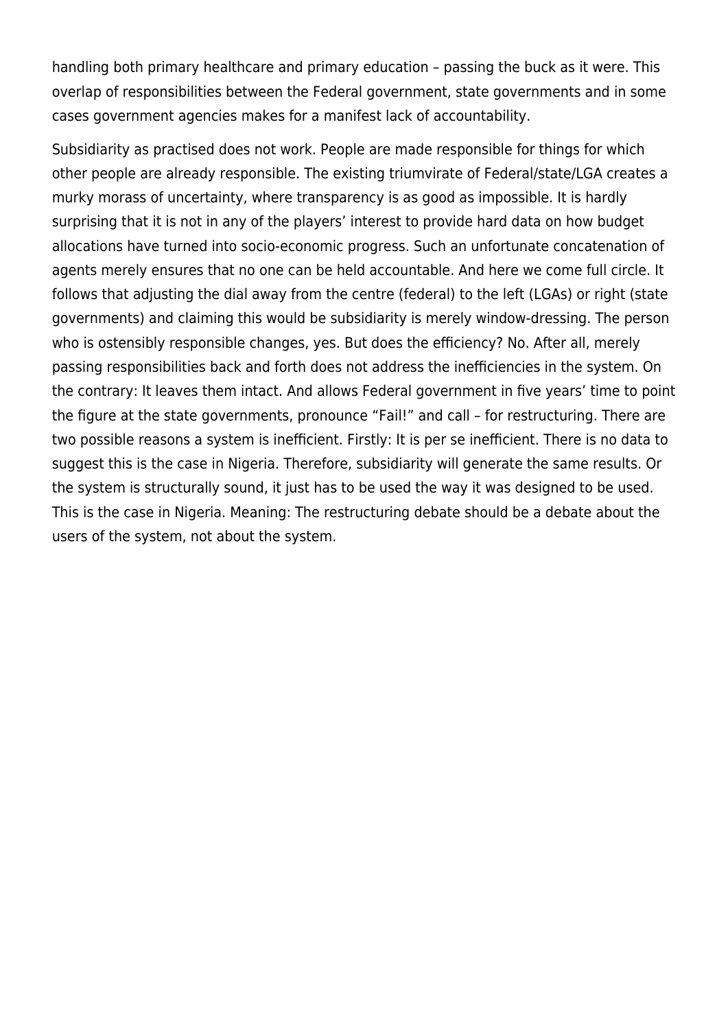handling both primary healthcare and primary education – passing the buck as it were. This overlap of responsibilities between the Federal government, state governments and in some cases government agencies makes for a manifest lack of accountability.

Subsidiarity as practised does not work. People are made responsible for things for which other people are already responsible. The existing triumvirate of Federal/state/LGA creates a murky morass of uncertainty, where transparency is as good as impossible. It is hardly surprising that it is not in any of the players' interest to provide hard data on how budget allocations have turned into socio-economic progress. Such an unfortunate concatenation of agents merely ensures that no one can be held accountable. And here we come full circle. It follows that adjusting the dial away from the centre (federal) to the left (LGAs) or right (state governments) and claiming this would be subsidiarity is merely window-dressing. The person who is ostensibly responsible changes, yes. But does the efficiency? No. After all, merely passing responsibilities back and forth does not address the inefficiencies in the system. On the contrary: It leaves them intact. And allows Federal government in five years' time to point the figure at the state governments, pronounce "Fail!" and call – for restructuring. There are two possible reasons a system is inefficient. Firstly: It is per se inefficient. There is no data to suggest this is the case in Nigeria. Therefore, subsidiarity will generate the same results. Or the system is structurally sound, it just has to be used the way it was designed to be used. This is the case in Nigeria. Meaning: The restructuring debate should be a debate about the users of the system, not about the system.